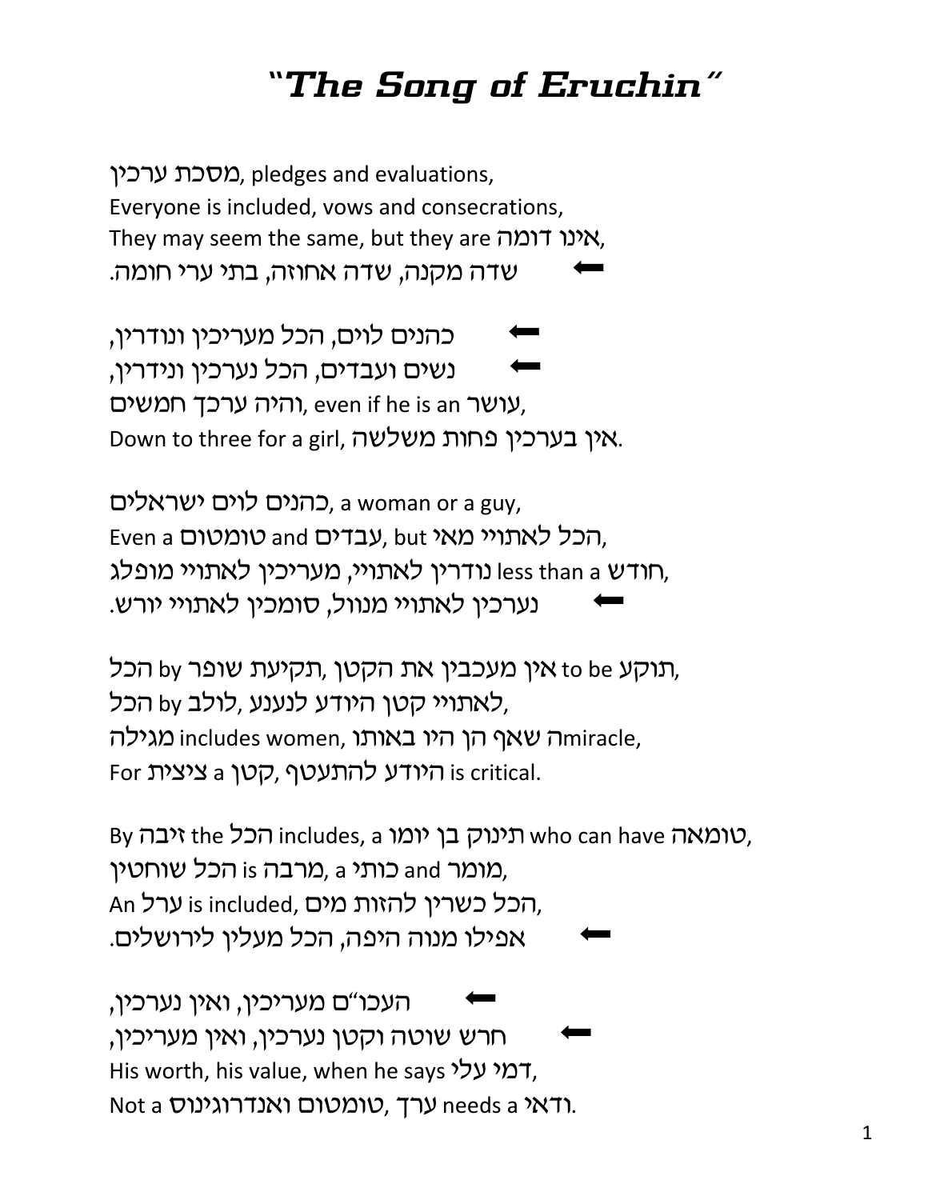# "The Song of Eruchin"

מסכת ערכין, pledges and evaluations,
Everyone is included, vows and consecrations,
They may seem the same, but they are אינו דומה,
שדה מקנה, שדה אחוזה, בתי ערי חומה. ⬅

כהנים לוים, הכל מעריכין ונודרין, ⬅
נשים ועבדים, הכל נערכין ונידרין, ⬅
והיה ערכך חמשים, even if he is an עושר,
Down to three for a girl, אין בערכין פחות משלשה.

כהנים לוים ישראלים, a woman or a guy,
Even a טומטום and עבדים, but הכל לאתויי מאי,
נודרין לאתויי, מעריכין לאתויי מופלג less than a חודש,
נערכין לאתויי מנוול, סומכין לאתויי יורש. ⬅

הכל by תקיעת שופר, אין מעכבין את הקטן to be תוקע,
הכל by לולב, לאתויי קטן היודע לנענע,
מגילה includes women, שאף הן היו באותו הmiracle,
For ציצית a קטן, היודע להתעטף is critical.

By זיבה the הכל includes, a תינוק בן יומו who can have טומאה,
הכל שוחטין is מרבה, a כותי and מומר,
An ערל is included, הכל כשרין להזות מים,
אפילו מנוה היפה, הכל מעלין לירושלים. ⬅

העכו"ם מעריכין, ואין נערכין, ⬅
חרש שוטה וקטן נערכין, ואין מעריכין, ⬅
His worth, his value, when he says דמי עלי,
Not a טומטום ואנדרוגינוס, ערך needs a ודאי.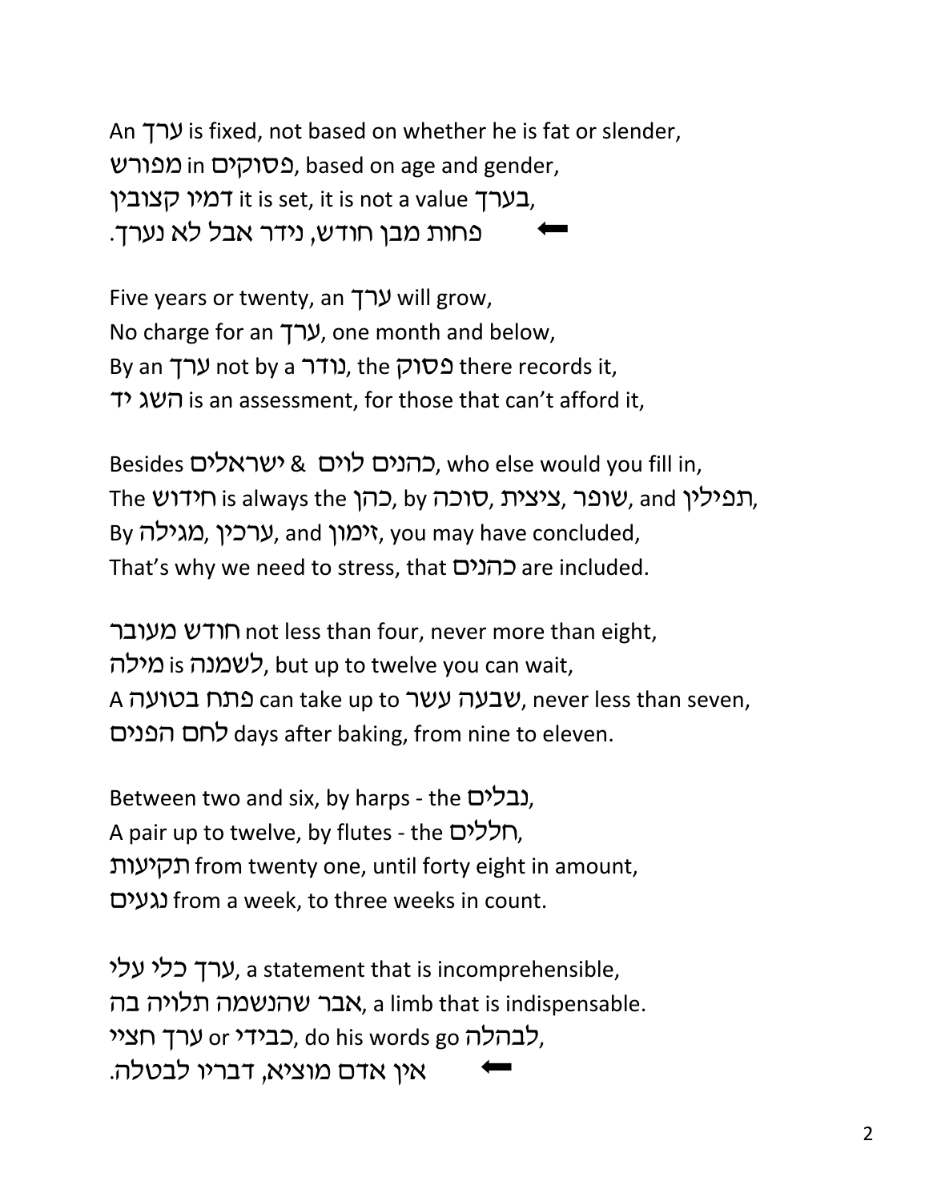An ערך is fixed, not based on whether he is fat or slender,
מפורש in פסוקים, based on age and gender,
דמיו קצובין it is set, it is not a value בערך,
⬅ פחות מבן חודש, נידר אבל לא נערך.

Five years or twenty, an ערך will grow,
No charge for an ערך, one month and below,
By an ערך not by a נודר, the פסוק there records it,
השג יד is an assessment, for those that can't afford it,

Besides כהנים לוים & ישראלים, who else would you fill in,
The חידוש is always the כהן, by סוכה, ציצית, שופר, and תפילין,
By מגילה, ערכין, and זימון, you may have concluded,
That's why we need to stress, that כהנים are included.

חודש מעובר not less than four, never more than eight,
מילה is לשמנה, but up to twelve you can wait,
A פתח בטועה can take up to שבעה עשר, never less than seven,
לחם הפנים days after baking, from nine to eleven.

Between two and six, by harps - the נבלים,
A pair up to twelve, by flutes - the חללים,
תקיעות from twenty one, until forty eight in amount,
נגעים from a week, to three weeks in count.

ערך כלי עלי, a statement that is incomprehensible,
אבר שהנשמה תלויה בה, a limb that is indispensable.
ערך חציי or כבידי, do his words go לבהלה,
⬅ אין אדם מוציא, דבריו לבטלה.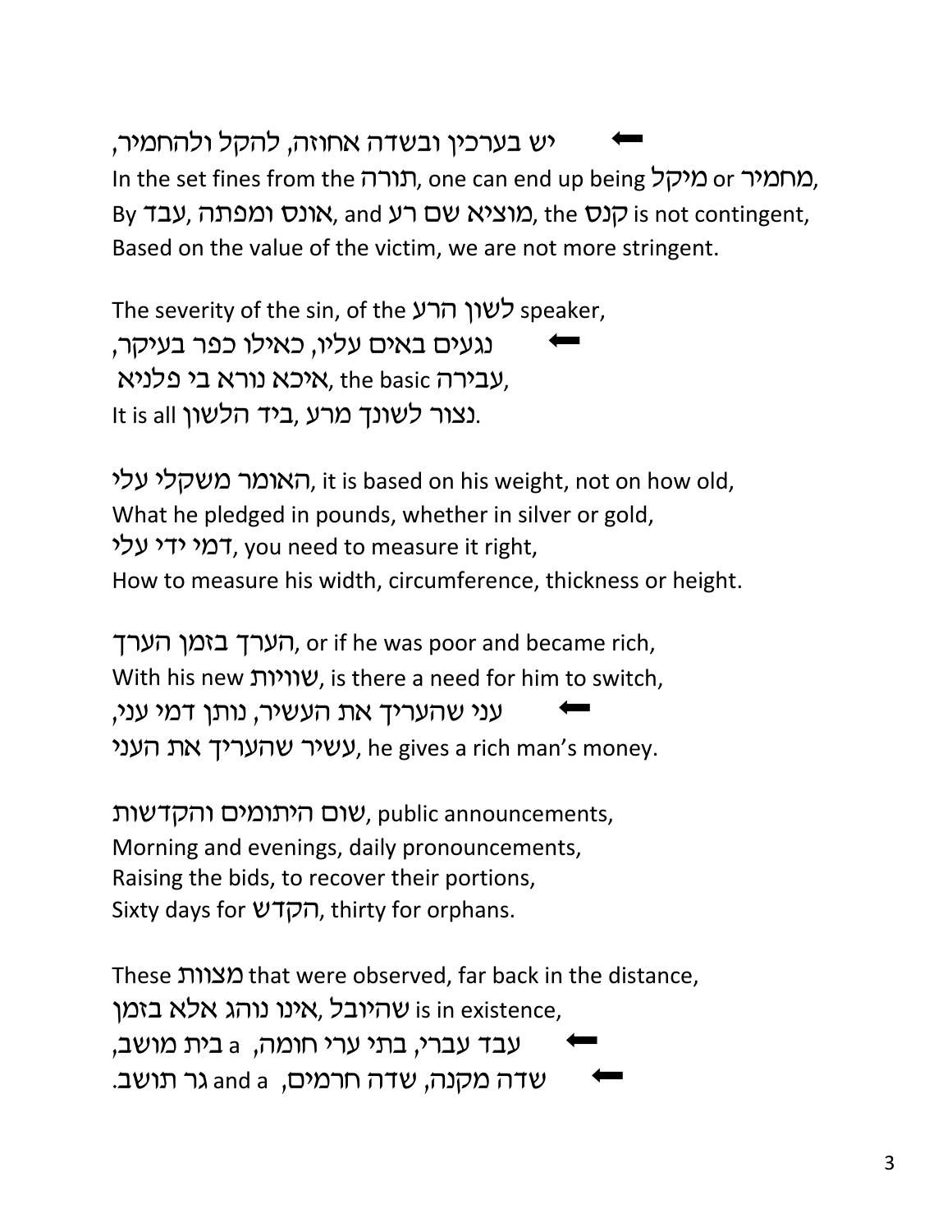⬅ יש בערכין ובשדה אחוזה, להקל ולהחמיר,
In the set fines from the תורה, one can end up being מיקל or מחמיר,
By עבד ,אונס ומפתה, and מוציא שם רע, the קנס is not contingent,
Based on the value of the victim, we are not more stringent.

The severity of the sin, of the לשון הרע speaker,
⬅ נגעים באים עליו, כאילו כפר בעיקר,
איכא נורא בי פלניא, the basic עבירה,
It is all נצור לשונך מרע ,ביד הלשון.

האומר משקלי עלי, it is based on his weight, not on how old,
What he pledged in pounds, whether in silver or gold,
דמי ידי עלי, you need to measure it right,
How to measure his width, circumference, thickness or height.

הערך בזמן הערך, or if he was poor and became rich,
With his new שוויות, is there a need for him to switch,
⬅ עני שהעריך את העשיר, נותן דמי עני,
עשיר שהעריך את העני, he gives a rich man's money.

שום היתומים והקדשות, public announcements,
Morning and evenings, daily pronouncements,
Raising the bids, to recover their portions,
Sixty days for הקדש, thirty for orphans.

These מצוות that were observed, far back in the distance,
שהיובל ,אינו נוהג אלא בזמן is in existence,
⬅ עבד עברי, בתי ערי חומה, a בית מושב,
⬅ שדה מקנה, שדה חרמים, and a גר תושב.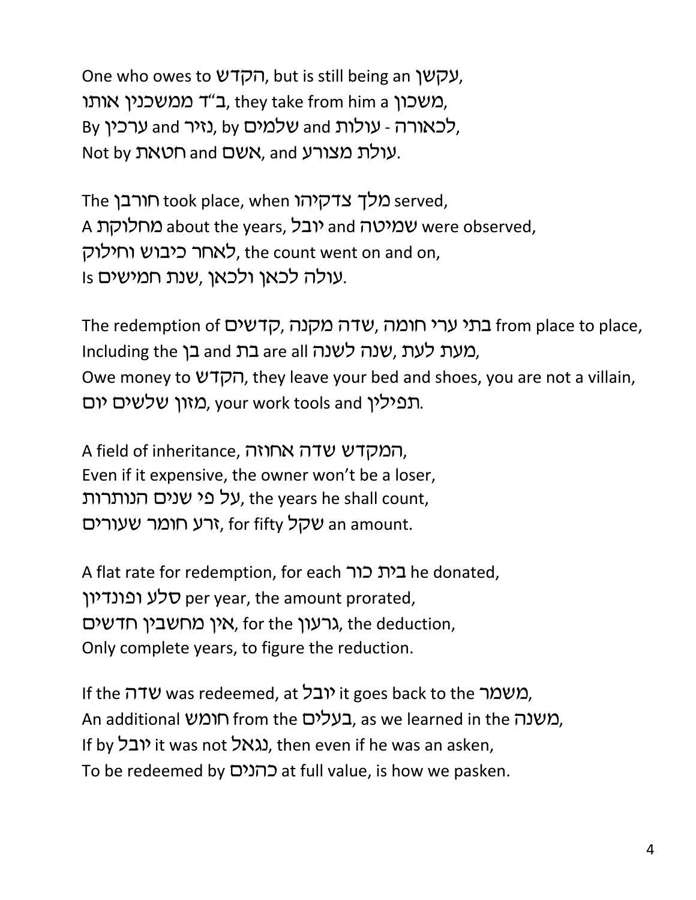One who owes to הקדש, but is still being an עקשן,
ב"ד ממשכנין אותו, they take from him a משכון,
By ערכין and נזיר, by שלמים and עולות - לכאורה,
Not by חטאת and אשם, and עולת מצורע.

The חורבן took place, when מלך צדקיהו served,
A מחלוקת about the years, יובל and שמיטה were observed,
לאחר כיבוש וחילוק, the count went on and on,
Is עולה לכאן ולכאן ,שנת חמישים.

The redemption of קדשים ,שדה מקנה ,בתי ערי חומה from place to place,
Including the בן and בת are all שנה לשנה ,מעת לעת,
Owe money to הקדש, they leave your bed and shoes, you are not a villain,
מזון שלשים יום, your work tools and תפילין.

A field of inheritance, המקדש שדה אחוזה,
Even if it expensive, the owner won't be a loser,
על פי שנים הנותרות, the years he shall count,
זרע חומר שעורים, for fifty שקל an amount.

A flat rate for redemption, for each בית כור he donated,
סלע ופונדיון per year, the amount prorated,
אין מחשבין חדשים, for the גרעון, the deduction,
Only complete years, to figure the reduction.

If the שדה was redeemed, at יובל it goes back to the משמר,
An additional חומש from the בעלים, as we learned in the משנה,
If by יובל it was not נגאל, then even if he was an asken,
To be redeemed by כהנים at full value, is how we pasken.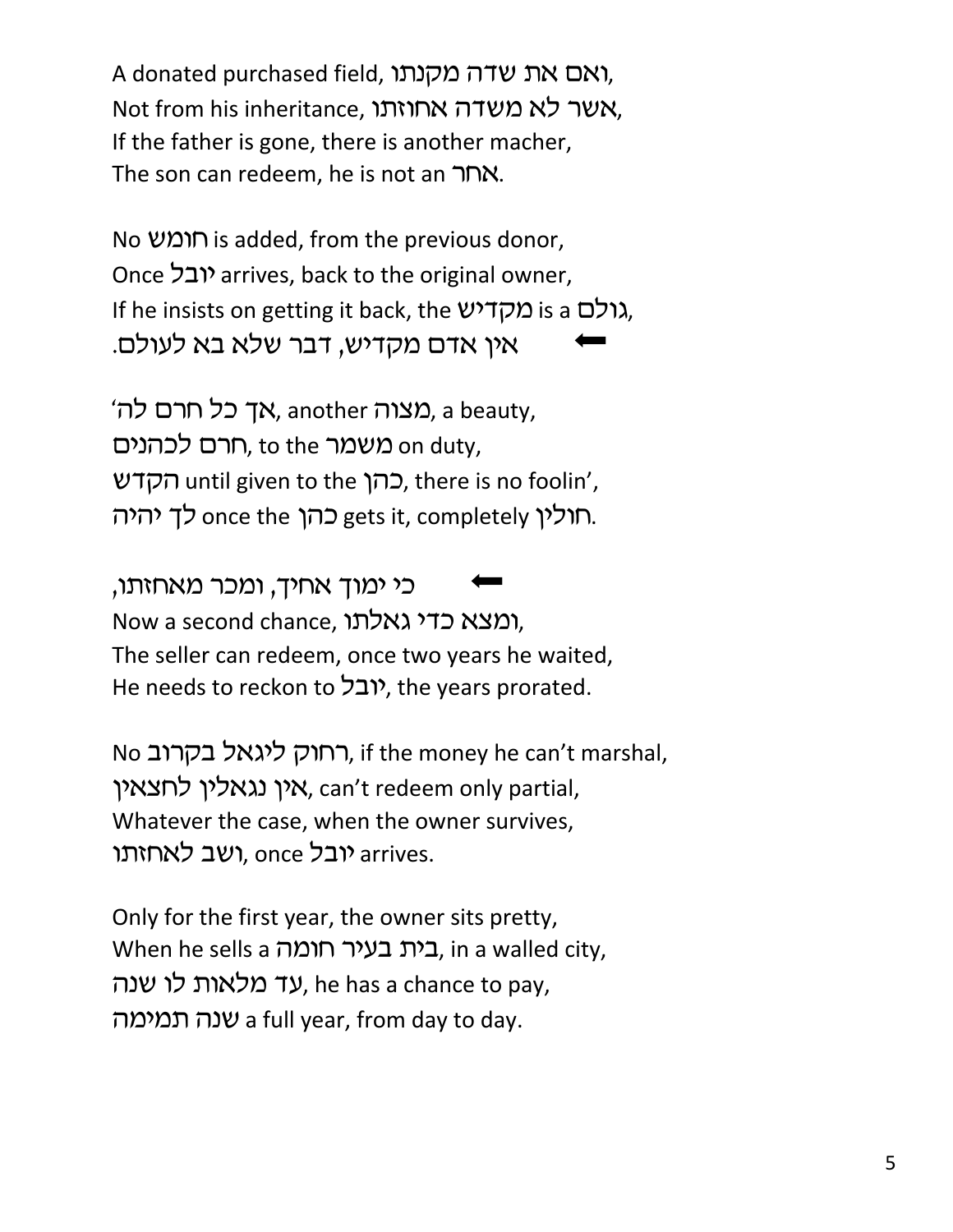A donated purchased field, ואם את שדה מקנתו,
Not from his inheritance, אשר לא משדה אחוזתו,
If the father is gone, there is another macher,
The son can redeem, he is not an אחר.

No חומש is added, from the previous donor,
Once יובל arrives, back to the original owner,
If he insists on getting it back, the מקדיש is a גולם,
⬅ אין אדם מקדיש, דבר שלא בא לעולם.

אך כל חרם לה׳, another מצוה, a beauty,
חרם לכהנים, to the משמר on duty,
הקדש until given to the כהן, there is no foolin',
לך יהיה once the כהן gets it, completely חולין.

⬅ כי ימוך אחיך, ומכר מאחזתו,
Now a second chance, ומצא כדי גאלתו,
The seller can redeem, once two years he waited,
He needs to reckon to יובל, the years prorated.

No רחוק ליגאל בקרוב, if the money he can't marshal,
אין נגאלין לחצאין, can't redeem only partial,
Whatever the case, when the owner survives,
ושב לאחזתו, once יובל arrives.

Only for the first year, the owner sits pretty,
When he sells a בית בעיר חומה, in a walled city,
עד מלאות לו שנה, he has a chance to pay,
שנה תמימה a full year, from day to day.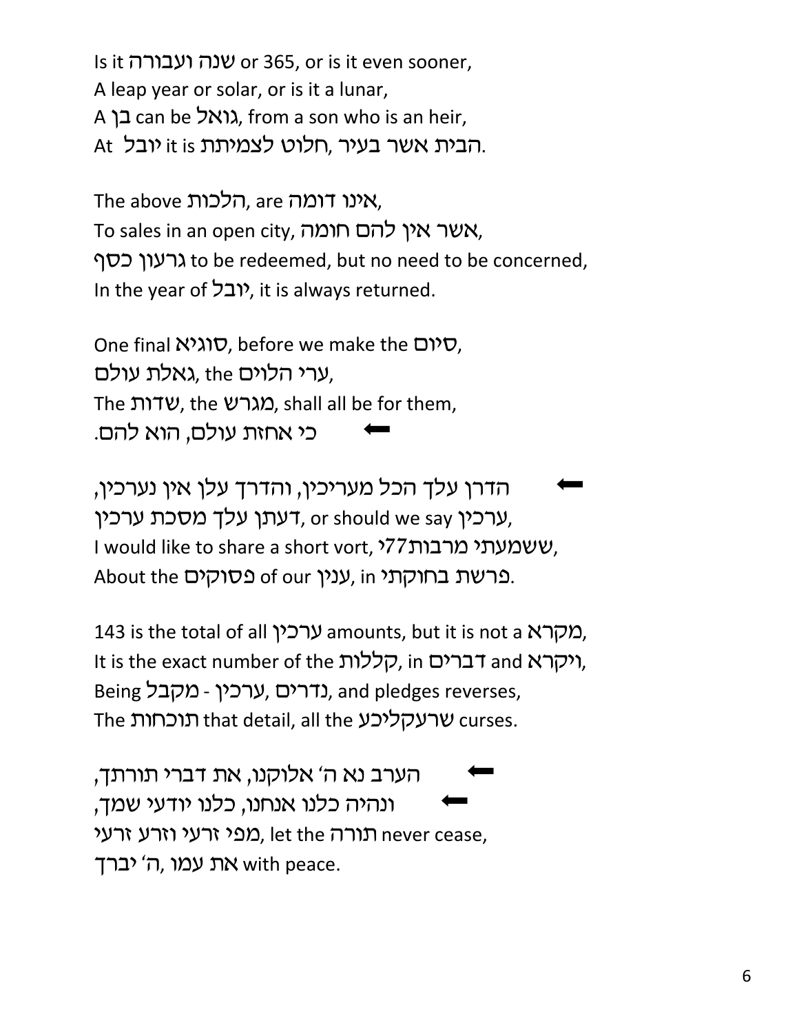Is it שנה ועבורה or 365, or is it even sooner,
A leap year or solar, or is it a lunar,
A בן can be גואל, from a son who is an heir,
At יובל it is הבית אשר בעיר ,חלוט לצמיתת.

The above הלכות, are אינו דומה,
To sales in an open city, אשר אין להם חומה,
גרעון כסף to be redeemed, but no need to be concerned,
In the year of יובל, it is always returned.

One final סוגיא, before we make the סיום,
גאלת עולם, the ערי הלוים,
The שדות, the מגרש, shall all be for them,
כי אחזת עולם, הוא להם. ⬅

⬅ הדרן עלך הכל מעריכין, והדרך עלן אין נערכין,
דעתן עלך מסכת ערכין, or should we say ערכין,
I would like to share a short vort, ששמעתי מרבותי77,
About the פסוקים of our ענין, in פרשת בחוקתי.

143 is the total of all ערכין amounts, but it is not a מקרא,
It is the exact number of the קללות, in דברים and ויקרא,
Being מקבל - ערכין, נדרים, and pledges reverses,
The תוכחות that detail, all the שרעקליכע curses.

⬅ הערב נא ה' אלוקנו, את דברי תורתך,
⬅ ונהיה כלנו אנחנו, כלנו יודעי שמך,
מפי זרעי וזרע זרעי, let the תורה never cease,
ה' יברך, את עמו with peace.